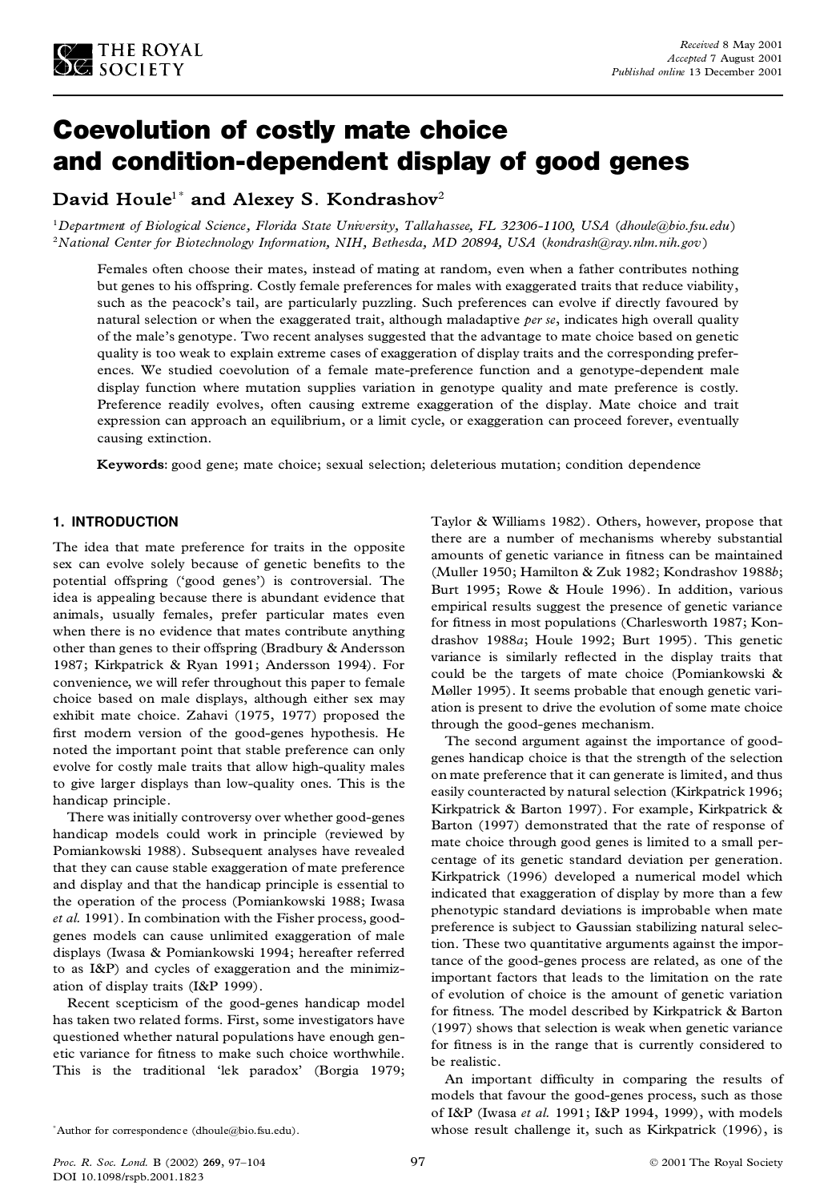# Coevolution of costly mate choice and condition-dependent display of good genes

**David Houle[1*] and Alexey S. Kondrashov[2]**

[1]*Department of Biological Science, Florida State University, Tallahassee, FL 32306-1100, USA* (*dhoule@bio.fsu.edu*)
[2]*National Center for Biotechnology Information, NIH, Bethesda, MD 20894, USA* (*kondrash@ray.nlm.nih.gov*)

Females often choose their mates, instead of mating at random, even when a father contributes nothing but genes to his offspring. Costly female preferences for males with exaggerated traits that reduce viability, such as the peacock's tail, are particularly puzzling. Such preferences can evolve if directly favoured by natural selection or when the exaggerated trait, although maladaptive *per se*, indicates high overall quality of the male's genotype. Two recent analyses suggested that the advantage to mate choice based on genetic quality is too weak to explain extreme cases of exaggeration of display traits and the corresponding preferences. We studied coevolution of a female mate-preference function and a genotype-dependent male display function where mutation supplies variation in genotype quality and mate preference is costly. Preference readily evolves, often causing extreme exaggeration of the display. Mate choice and trait expression can approach an equilibrium, or a limit cycle, or exaggeration can proceed forever, eventually causing extinction.

**Keywords**: good gene; mate choice; sexual selection; deleterious mutation; condition dependence

## 1. INTRODUCTION

The idea that mate preference for traits in the opposite sex can evolve solely because of genetic benefits to the potential offspring ('good genes') is controversial. The idea is appealing because there is abundant evidence that animals, usually females, prefer particular mates even when there is no evidence that mates contribute anything other than genes to their offspring (Bradbury & Andersson 1987; Kirkpatrick & Ryan 1991; Andersson 1994). For convenience, we will refer throughout this paper to female choice based on male displays, although either sex may exhibit mate choice. Zahavi (1975, 1977) proposed the first modern version of the good-genes hypothesis. He noted the important point that stable preference can only evolve for costly male traits that allow high-quality males to give larger displays than low-quality ones. This is the handicap principle.

There was initially controversy over whether good-genes handicap models could work in principle (reviewed by Pomiankowski 1988). Subsequent analyses have revealed that they can cause stable exaggeration of mate preference and display and that the handicap principle is essential to the operation of the process (Pomiankowski 1988; Iwasa *et al.* 1991). In combination with the Fisher process, good-genes models can cause unlimited exaggeration of male displays (Iwasa & Pomiankowski 1994; hereafter referred to as I&P) and cycles of exaggeration and the minimization of display traits (I&P 1999).

Recent scepticism of the good-genes handicap model has taken two related forms. First, some investigators have questioned whether natural populations have enough genetic variance for fitness to make such choice worthwhile. This is the traditional 'lek paradox' (Borgia 1979; Taylor & Williams 1982). Others, however, propose that there are a number of mechanisms whereby substantial amounts of genetic variance in fitness can be maintained (Muller 1950; Hamilton & Zuk 1982; Kondrashov 1988*b*; Burt 1995; Rowe & Houle 1996). In addition, various empirical results suggest the presence of genetic variance for fitness in most populations (Charlesworth 1987; Kondrashov 1988*a*; Houle 1992; Burt 1995). This genetic variance is similarly reflected in the display traits that could be the targets of mate choice (Pomiankowski & Møller 1995). It seems probable that enough genetic variation is present to drive the evolution of some mate choice through the good-genes mechanism.

The second argument against the importance of good-genes handicap choice is that the strength of the selection on mate preference that it can generate is limited, and thus easily counteracted by natural selection (Kirkpatrick 1996; Kirkpatrick & Barton 1997). For example, Kirkpatrick & Barton (1997) demonstrated that the rate of response of mate choice through good genes is limited to a small percentage of its genetic standard deviation per generation. Kirkpatrick (1996) developed a numerical model which indicated that exaggeration of display by more than a few phenotypic standard deviations is improbable when mate preference is subject to Gaussian stabilizing natural selection. These two quantitative arguments against the importance of the good-genes process are related, as one of the important factors that leads to the limitation on the rate of evolution of choice is the amount of genetic variation for fitness. The model described by Kirkpatrick & Barton (1997) shows that selection is weak when genetic variance for fitness is in the range that is currently considered to be realistic.

An important difficulty in comparing the results of models that favour the good-genes process, such as those of I&P (Iwasa *et al.* 1991; I&P 1994, 1999), with models whose result challenge it, such as Kirkpatrick (1996), is

*Author for correspondence (dhoule@bio.fsu.edu).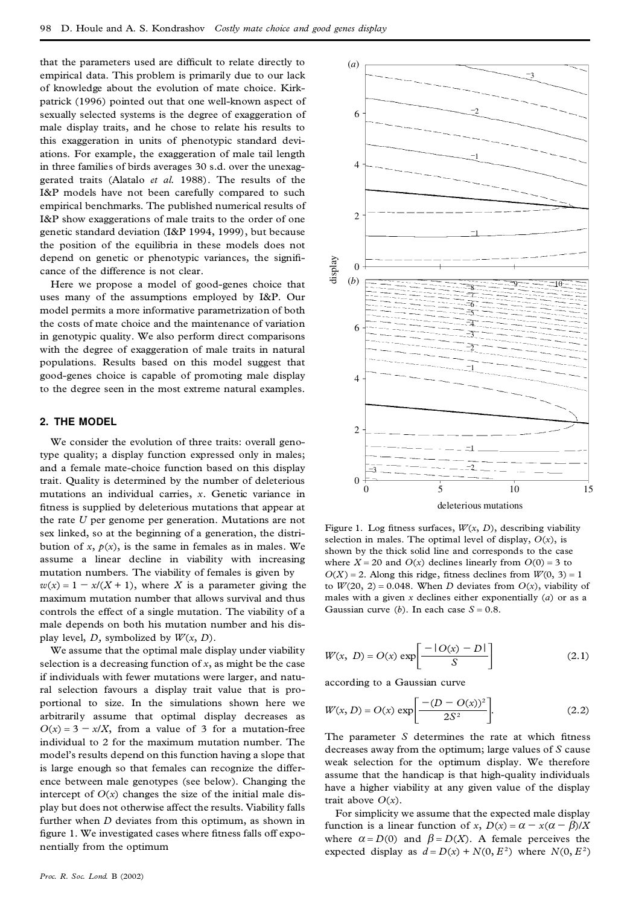that the parameters used are difficult to relate directly to empirical data. This problem is primarily due to our lack of knowledge about the evolution of mate choice. Kirkpatrick (1996) pointed out that one well-known aspect of sexually selected systems is the degree of exaggeration of male display traits, and he chose to relate his results to this exaggeration in units of phenotypic standard deviations. For example, the exaggeration of male tail length in three families of birds averages 30 s.d. over the unexaggerated traits (Alatalo *et al.* 1988). The results of the I&P models have not been carefully compared to such empirical benchmarks. The published numerical results of I&P show exaggerations of male traits to the order of one genetic standard deviation (I&P 1994, 1999), but because the position of the equilibria in these models does not depend on genetic or phenotypic variances, the significance of the difference is not clear.

Here we propose a model of good-genes choice that uses many of the assumptions employed by I&P. Our model permits a more informative parametrization of both the costs of mate choice and the maintenance of variation in genotypic quality. We also perform direct comparisons with the degree of exaggeration of male traits in natural populations. Results based on this model suggest that good-genes choice is capable of promoting male display to the degree seen in the most extreme natural examples.

## 2. THE MODEL

We consider the evolution of three traits: overall genotype quality; a display function expressed only in males; and a female mate-choice function based on this display trait. Quality is determined by the number of deleterious mutations an individual carries, $x$. Genetic variance in fitness is supplied by deleterious mutations that appear at the rate $U$ per genome per generation. Mutations are not sex linked, so at the beginning of a generation, the distribution of $x$, $p(x)$, is the same in females as in males. We assume a linear decline in viability with increasing mutation numbers. The viability of females is given by $w(x) = 1 - x/(X+1)$, where $X$ is a parameter giving the maximum mutation number that allows survival and thus controls the effect of a single mutation. The viability of a male depends on both his mutation number and his display level, $D$, symbolized by $W(x, D)$.

We assume that the optimal male display under viability selection is a decreasing function of $x$, as might be the case if individuals with fewer mutations were larger, and natural selection favours a display trait value that is proportional to size. In the simulations shown here we arbitrarily assume that optimal display decreases as $O(x) = 3 - x/X$, from a value of 3 for a mutation-free individual to 2 for the maximum mutation number. The model's results depend on this function having a slope that is large enough so that females can recognize the difference between male genotypes (see below). Changing the intercept of $O(x)$ changes the size of the initial male display but does not otherwise affect the results. Viability falls further when $D$ deviates from this optimum, as shown in figure 1. We investigated cases where fitness falls off exponentially from the optimum

(a)
display
−3
−2
−1
−1
0
2
4
6
(b)
−10
−9
−8
−7
−6
−5
−4
−3
−2
−1
−1
−2
−3
0
2
4
6
0
5
10
15
deleterious mutations

Figure 1. Log fitness surfaces, $W(x, D)$, describing viability selection in males. The optimal level of display, $O(x)$, is shown by the thick solid line and corresponds to the case where $X = 20$ and $O(x)$ declines linearly from $O(0) = 3$ to $O(X) = 2$. Along this ridge, fitness declines from $W(0, 3) = 1$ to $W(20, 2) = 0.048$. When $D$ deviates from $O(x)$, viability of males with a given $x$ declines either exponentially (*a*) or as a Gaussian curve (*b*). In each case $S = 0.8$.

$$W(x, D) = O(x) \exp\left[\frac{-|O(x) - D|}{S}\right] \tag{2.1}$$

according to a Gaussian curve

$$W(x, D) = O(x) \exp\left[\frac{-(D - O(x))^2}{2S^2}\right]. \tag{2.2}$$

The parameter $S$ determines the rate at which fitness decreases away from the optimum; large values of $S$ cause weak selection for the optimum display. We therefore assume that the handicap is that high-quality individuals have a higher viability at any given value of the display trait above $O(x)$.

For simplicity we assume that the expected male display function is a linear function of $x$, $D(x) = \alpha - x(\alpha - \beta)/X$ where $\alpha = D(0)$ and $\beta = D(X)$. A female perceives the expected display as $d = D(x) + N(0, E^2)$ where $N(0, E^2)$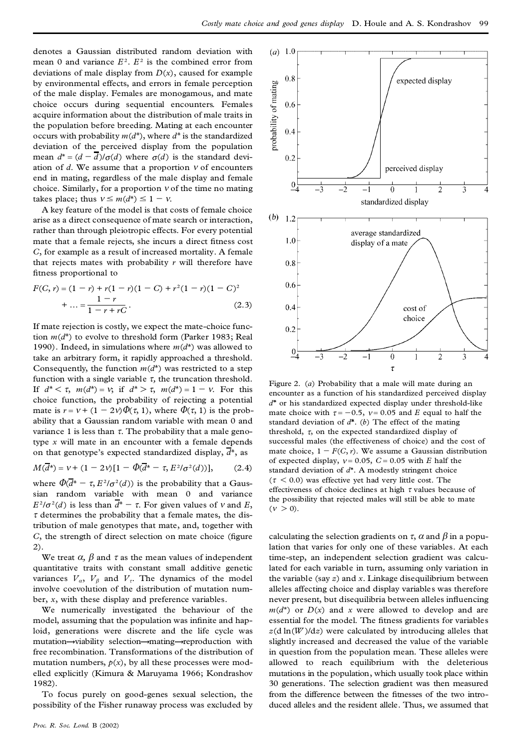denotes a Gaussian distributed random deviation with mean 0 and variance $E^2$. $E^2$ is the combined error from deviations of male display from $D(x)$, caused for example by environmental effects, and errors in female perception of the male display. Females are monogamous, and mate choice occurs during sequential encounters. Females acquire information about the distribution of male traits in the population before breeding. Mating at each encounter occurs with probability $m(d^*)$, where $d^*$ is the standardized deviation of the perceived display from the population mean $d^* = (d - \overline{d})/\sigma(d)$ where $\sigma(d)$ is the standard deviation of $d$. We assume that a proportion $\nu$ of encounters end in mating, regardless of the male display and female choice. Similarly, for a proportion $\nu$ of the time no mating takes place; thus $\nu \leq m(d^*) \leq 1 - \nu$.

A key feature of the model is that costs of female choice arise as a direct consequence of mate search or interaction, rather than through pleiotropic effects. For every potential mate that a female rejects, she incurs a direct fitness cost $C$, for example as a result of increased mortality. A female that rejects mates with probability $r$ will therefore have fitness proportional to

$$F(C, r) = (1 - r) + r(1 - r)(1 - C) + r^2(1 - r)(1 - C)^2 + \ldots = \frac{1 - r}{1 - r + rC}. \qquad (2.3)$$

If mate rejection is costly, we expect the mate-choice function $m(d^*)$ to evolve to threshold form (Parker 1983; Real 1990). Indeed, in simulations where $m(d^*)$ was allowed to take an arbitrary form, it rapidly approached a threshold. Consequently, the function $m(d^*)$ was restricted to a step function with a single variable $\tau$, the truncation threshold. If $d^* < \tau$, $m(d^*) = \nu$; if $d^* > \tau$, $m(d^*) = 1 - \nu$. For this choice function, the probability of rejecting a potential mate is $r = \nu + (1 - 2\nu)\Phi(\tau, 1)$, where $\Phi(\tau, 1)$ is the probability that a Gaussian random variable with mean 0 and variance 1 is less than $\tau$. The probability that a male genotype $x$ will mate in an encounter with a female depends on that genotype's expected standardized display, $\overline{d}^*$, as

$$M(\overline{d}^*) = \nu + (1 - 2\nu)[1 - \Phi(\overline{d}^* - \tau, E^2/\sigma^2(d))], \qquad (2.4)$$

where $\Phi(\overline{d}^* - \tau, E^2/\sigma^2(d))$ is the probability that a Gaussian random variable with mean 0 and variance $E^2/\sigma^2(d)$ is less than $\overline{d}^* - \tau$. For given values of $\nu$ and $E$, $\tau$ determines the probability that a female mates, the distribution of male genotypes that mate, and, together with $C$, the strength of direct selection on mate choice (figure 2).

We treat $\alpha$, $\beta$ and $\tau$ as the mean values of independent quantitative traits with constant small additive genetic variances $V_\alpha$, $V_\beta$ and $V_\tau$. The dynamics of the model involve coevolution of the distribution of mutation number, $x$, with these display and preference variables.

We numerically investigated the behaviour of the model, assuming that the population was infinite and haploid, generations were discrete and the life cycle was mutation→viability selection→mating→reproduction with free recombination. Transformations of the distribution of mutation numbers, $p(x)$, by all these processes were modelled explicitly (Kimura & Maruyama 1966; Kondrashov 1982).

To focus purely on good-genes sexual selection, the possibility of the Fisher runaway process was excluded by calculating the selection gradients on $\tau$, $\alpha$ and $\beta$ in a population that varies for only one of these variables. At each time-step, an independent selection gradient was calculated for each variable in turn, assuming only variation in the variable (say $z$) and $x$. Linkage disequilibrium between alleles affecting choice and display variables was therefore never present, but disequilibria between alleles influencing $m(d^*)$ or $D(x)$ and $x$ were allowed to develop and are essential for the model. The fitness gradients for variables $z(\mathrm{d}\ln(W)/\mathrm{d}z)$ were calculated by introducing alleles that slightly increased and decreased the value of the variable in question from the population mean. These alleles were allowed to reach equilibrium with the deleterious mutations in the population, which usually took place within 30 generations. The selection gradient was then measured from the difference between the fitnesses of the two introduced alleles and the resident allele. Thus, we assumed that

Figure 2. (*a*) Probability that a male will mate during an encounter as a function of his standardized perceived display $d^*$ or his standardized expected display under threshold-like mate choice with $\tau = -0.5$, $\nu = 0.05$ and $E$ equal to half the standard deviation of $d^*$. (*b*) The effect of the mating threshold, $\tau$, on the expected standardized display of successful males (the effectiveness of choice) and the cost of mate choice, $1 - F(C, r)$. We assume a Gaussian distribution of expected display, $\nu = 0.05$, $C = 0.05$ with $E$ half the standard deviation of $d^*$. A modestly stringent choice ($\tau < 0.0$) was effective yet had very little cost. The effectiveness of choice declines at high $\tau$ values because of the possibility that rejected males will still be able to mate ($\nu > 0$).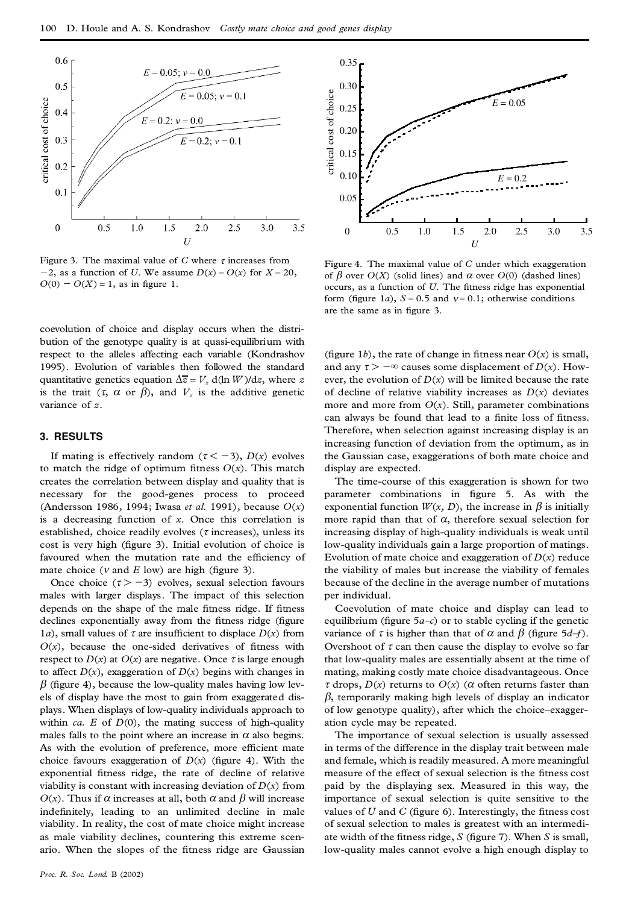Figure 3. The maximal value of $C$ where $\tau$ increases from $-2$, as a function of $U$. We assume $D(x) = O(x)$ for $X = 20$, $O(0) - O(X) = 1$, as in figure 1.

Figure 4. The maximal value of $C$ under which exaggeration of $\beta$ over $O(X)$ (solid lines) and $\alpha$ over $O(0)$ (dashed lines) occurs, as a function of $U$. The fitness ridge has exponential form (figure 1*a*), $S = 0.5$ and $v = 0.1$; otherwise conditions are the same as in figure 3.

coevolution of choice and display occurs when the distribution of the genotype quality is at quasi-equilibrium with respect to the alleles affecting each variable (Kondrashov 1995). Evolution of variables then followed the standard quantitative genetics equation $\Delta\bar{z} = V_z\, \mathrm{d}(\ln \bar{W})/\mathrm{d}z$, where $z$ is the trait ($\tau$, $\alpha$ or $\beta$), and $V_z$ is the additive genetic variance of $z$.

## 3. RESULTS

If mating is effectively random ($\tau < -3$), $D(x)$ evolves to match the ridge of optimum fitness $O(x)$. This match creates the correlation between display and quality that is necessary for the good-genes process to proceed (Andersson 1986, 1994; Iwasa *et al.* 1991), because $O(x)$ is a decreasing function of $x$. Once this correlation is established, choice readily evolves ($\tau$ increases), unless its cost is very high (figure 3). Initial evolution of choice is favoured when the mutation rate and the efficiency of mate choice ($v$ and $E$ low) are high (figure 3).

Once choice ($\tau > -3$) evolves, sexual selection favours males with larger displays. The impact of this selection depends on the shape of the male fitness ridge. If fitness declines exponentially away from the fitness ridge (figure 1*a*), small values of $\tau$ are insufficient to displace $D(x)$ from $O(x)$, because the one-sided derivatives of fitness with respect to $D(x)$ at $O(x)$ are negative. Once $\tau$ is large enough to affect $D(x)$, exaggeration of $D(x)$ begins with changes in $\beta$ (figure 4), because the low-quality males having low levels of display have the most to gain from exaggerated displays. When displays of low-quality individuals approach to within *ca.* $E$ of $D(0)$, the mating success of high-quality males falls to the point where an increase in $\alpha$ also begins. As with the evolution of preference, more efficient mate choice favours exaggeration of $D(x)$ (figure 4). With the exponential fitness ridge, the rate of decline of relative viability is constant with increasing deviation of $D(x)$ from $O(x)$. Thus if $\alpha$ increases at all, both $\alpha$ and $\beta$ will increase indefinitely, leading to an unlimited decline in male viability. In reality, the cost of mate choice might increase as male viability declines, countering this extreme scenario. When the slopes of the fitness ridge are Gaussian (figure 1*b*), the rate of change in fitness near $O(x)$ is small, and any $\tau > -\infty$ causes some displacement of $D(x)$. However, the evolution of $D(x)$ will be limited because the rate of decline of relative viability increases as $D(x)$ deviates more and more from $O(x)$. Still, parameter combinations can always be found that lead to a finite loss of fitness. Therefore, when selection against increasing display is an increasing function of deviation from the optimum, as in the Gaussian case, exaggerations of both mate choice and display are expected.

The time-course of this exaggeration is shown for two parameter combinations in figure 5. As with the exponential function $W(x, D)$, the increase in $\beta$ is initially more rapid than that of $\alpha$, therefore sexual selection for increasing display of high-quality individuals is weak until low-quality individuals gain a large proportion of matings. Evolution of mate choice and exaggeration of $D(x)$ reduce the viability of males but increase the viability of females because of the decline in the average number of mutations per individual.

Coevolution of mate choice and display can lead to equilibrium (figure 5*a–c*) or to stable cycling if the genetic variance of $\tau$ is higher than that of $\alpha$ and $\beta$ (figure 5*d–f*). Overshoot of $\tau$ can then cause the display to evolve so far that low-quality males are essentially absent at the time of mating, making costly mate choice disadvantageous. Once $\tau$ drops, $D(x)$ returns to $O(x)$ ($\alpha$ often returns faster than $\beta$, temporarily making high levels of display an indicator of low genotype quality), after which the choice–exaggeration cycle may be repeated.

The importance of sexual selection is usually assessed in terms of the difference in the display trait between male and female, which is readily measured. A more meaningful measure of the effect of sexual selection is the fitness cost paid by the displaying sex. Measured in this way, the importance of sexual selection is quite sensitive to the values of $U$ and $C$ (figure 6). Interestingly, the fitness cost of sexual selection to males is greatest with an intermediate width of the fitness ridge, $S$ (figure 7). When $S$ is small, low-quality males cannot evolve a high enough display to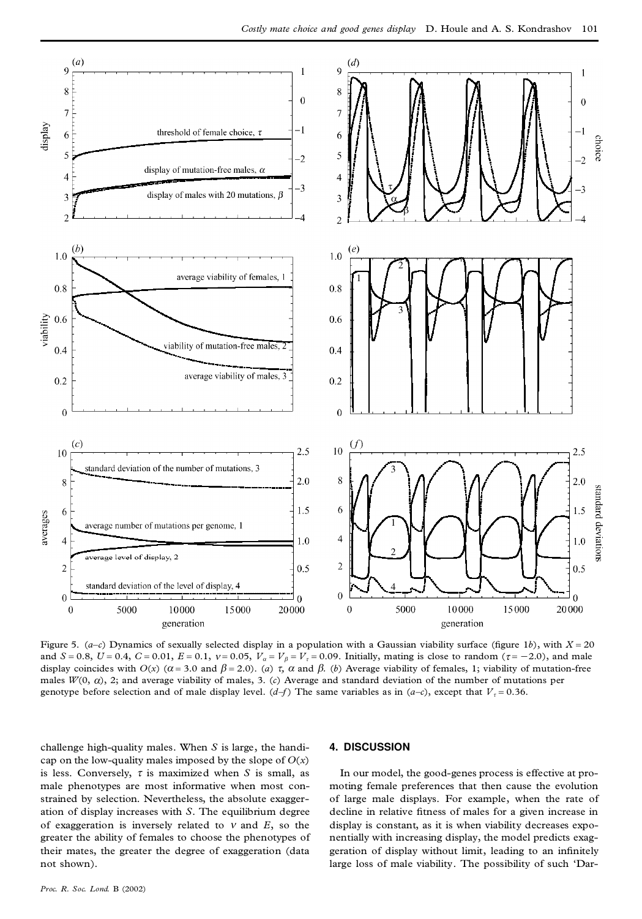Figure 5. (*a*–*c*) Dynamics of sexually selected display in a population with a Gaussian viability surface (figure 1*b*), with $X = 20$ and $S = 0.8$, $U = 0.4$, $C = 0.01$, $E = 0.1$, $v = 0.05$, $V_\alpha = V_\beta = V_\tau = 0.09$. Initially, mating is close to random ($\tau = -2.0$), and male display coincides with $O(x)$ ($\alpha = 3.0$ and $\beta = 2.0$). (*a*) $\tau$, $\alpha$ and $\beta$. (*b*) Average viability of females, 1; viability of mutation-free males $W(0, \alpha)$, 2; and average viability of males, 3. (*c*) Average and standard deviation of the number of mutations per genotype before selection and of male display level. (*d*–*f*) The same variables as in (*a*–*c*), except that $V_\tau = 0.36$.

challenge high-quality males. When $S$ is large, the handicap on the low-quality males imposed by the slope of $O(x)$ is less. Conversely, $\tau$ is maximized when $S$ is small, as male phenotypes are most informative when most constrained by selection. Nevertheless, the absolute exaggeration of display increases with $S$. The equilibrium degree of exaggeration is inversely related to $v$ and $E$, so the greater the ability of females to choose the phenotypes of their mates, the greater the degree of exaggeration (data not shown).

## 4. DISCUSSION

In our model, the good-genes process is effective at promoting female preferences that then cause the evolution of large male displays. For example, when the rate of decline in relative fitness of males for a given increase in display is constant, as it is when viability decreases exponentially with increasing display, the model predicts exaggeration of display without limit, leading to an infinitely large loss of male viability. The possibility of such 'Dar-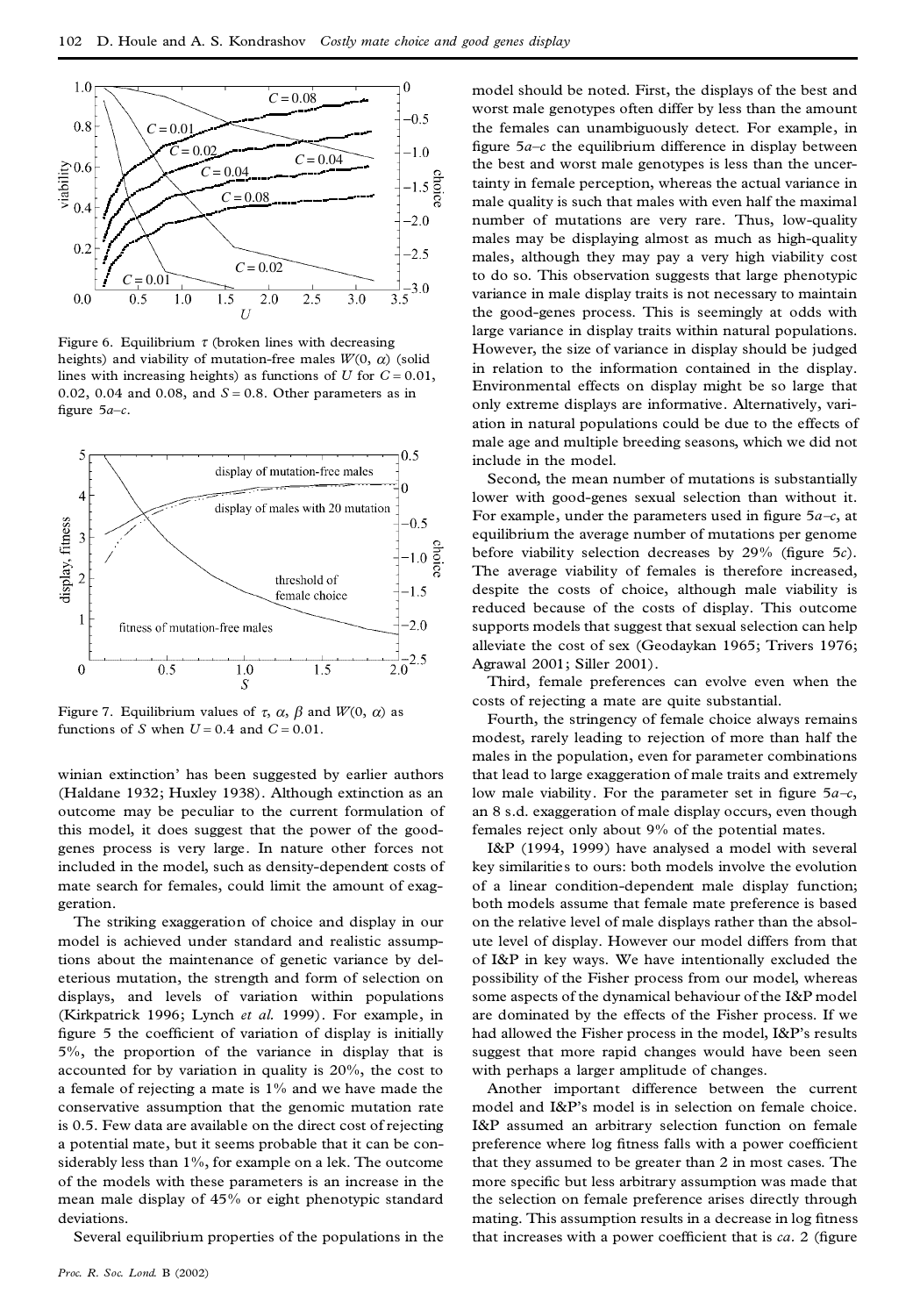Figure 6. Equilibrium $\tau$ (broken lines with decreasing heights) and viability of mutation-free males $W(0, \alpha)$ (solid lines with increasing heights) as functions of $U$ for $C = 0.01$, 0.02, 0.04 and 0.08, and $S = 0.8$. Other parameters as in figure 5*a–c*.

Figure 7. Equilibrium values of $\tau$, $\alpha$, $\beta$ and $W(0, \alpha)$ as functions of $S$ when $U = 0.4$ and $C = 0.01$.

winian extinction' has been suggested by earlier authors (Haldane 1932; Huxley 1938). Although extinction as an outcome may be peculiar to the current formulation of this model, it does suggest that the power of the good-genes process is very large. In nature other forces not included in the model, such as density-dependent costs of mate search for females, could limit the amount of exaggeration.

The striking exaggeration of choice and display in our model is achieved under standard and realistic assumptions about the maintenance of genetic variance by deleterious mutation, the strength and form of selection on displays, and levels of variation within populations (Kirkpatrick 1996; Lynch *et al.* 1999). For example, in figure 5 the coefficient of variation of display is initially 5%, the proportion of the variance in display that is accounted for by variation in quality is 20%, the cost to a female of rejecting a mate is 1% and we have made the conservative assumption that the genomic mutation rate is 0.5. Few data are available on the direct cost of rejecting a potential mate, but it seems probable that it can be considerably less than 1%, for example on a lek. The outcome of the models with these parameters is an increase in the mean male display of 45% or eight phenotypic standard deviations.

Several equilibrium properties of the populations in the model should be noted. First, the displays of the best and worst male genotypes often differ by less than the amount the females can unambiguously detect. For example, in figure 5*a–c* the equilibrium difference in display between the best and worst male genotypes is less than the uncertainty in female perception, whereas the actual variance in male quality is such that males with even half the maximal number of mutations are very rare. Thus, low-quality males may be displaying almost as much as high-quality males, although they may pay a very high viability cost to do so. This observation suggests that large phenotypic variance in male display traits is not necessary to maintain the good-genes process. This is seemingly at odds with large variance in display traits within natural populations. However, the size of variance in display should be judged in relation to the information contained in the display. Environmental effects on display might be so large that only extreme displays are informative. Alternatively, variation in natural populations could be due to the effects of male age and multiple breeding seasons, which we did not include in the model.

Second, the mean number of mutations is substantially lower with good-genes sexual selection than without it. For example, under the parameters used in figure 5*a–c*, at equilibrium the average number of mutations per genome before viability selection decreases by 29% (figure 5*c*). The average viability of females is therefore increased, despite the costs of choice, although male viability is reduced because of the costs of display. This outcome supports models that suggest that sexual selection can help alleviate the cost of sex (Geodaykan 1965; Trivers 1976; Agrawal 2001; Siller 2001).

Third, female preferences can evolve even when the costs of rejecting a mate are quite substantial.

Fourth, the stringency of female choice always remains modest, rarely leading to rejection of more than half the males in the population, even for parameter combinations that lead to large exaggeration of male traits and extremely low male viability. For the parameter set in figure 5*a–c*, an 8 s.d. exaggeration of male display occurs, even though females reject only about 9% of the potential mates.

I&P (1994, 1999) have analysed a model with several key similarities to ours: both models involve the evolution of a linear condition-dependent male display function; both models assume that female mate preference is based on the relative level of male displays rather than the absolute level of display. However our model differs from that of I&P in key ways. We have intentionally excluded the possibility of the Fisher process from our model, whereas some aspects of the dynamical behaviour of the I&P model are dominated by the effects of the Fisher process. If we had allowed the Fisher process in the model, I&P's results suggest that more rapid changes would have been seen with perhaps a larger amplitude of changes.

Another important difference between the current model and I&P's model is in selection on female choice. I&P assumed an arbitrary selection function on female preference where log fitness falls with a power coefficient that they assumed to be greater than 2 in most cases. The more specific but less arbitrary assumption was made that the selection on female preference arises directly through mating. This assumption results in a decrease in log fitness that increases with a power coefficient that is *ca.* 2 (figure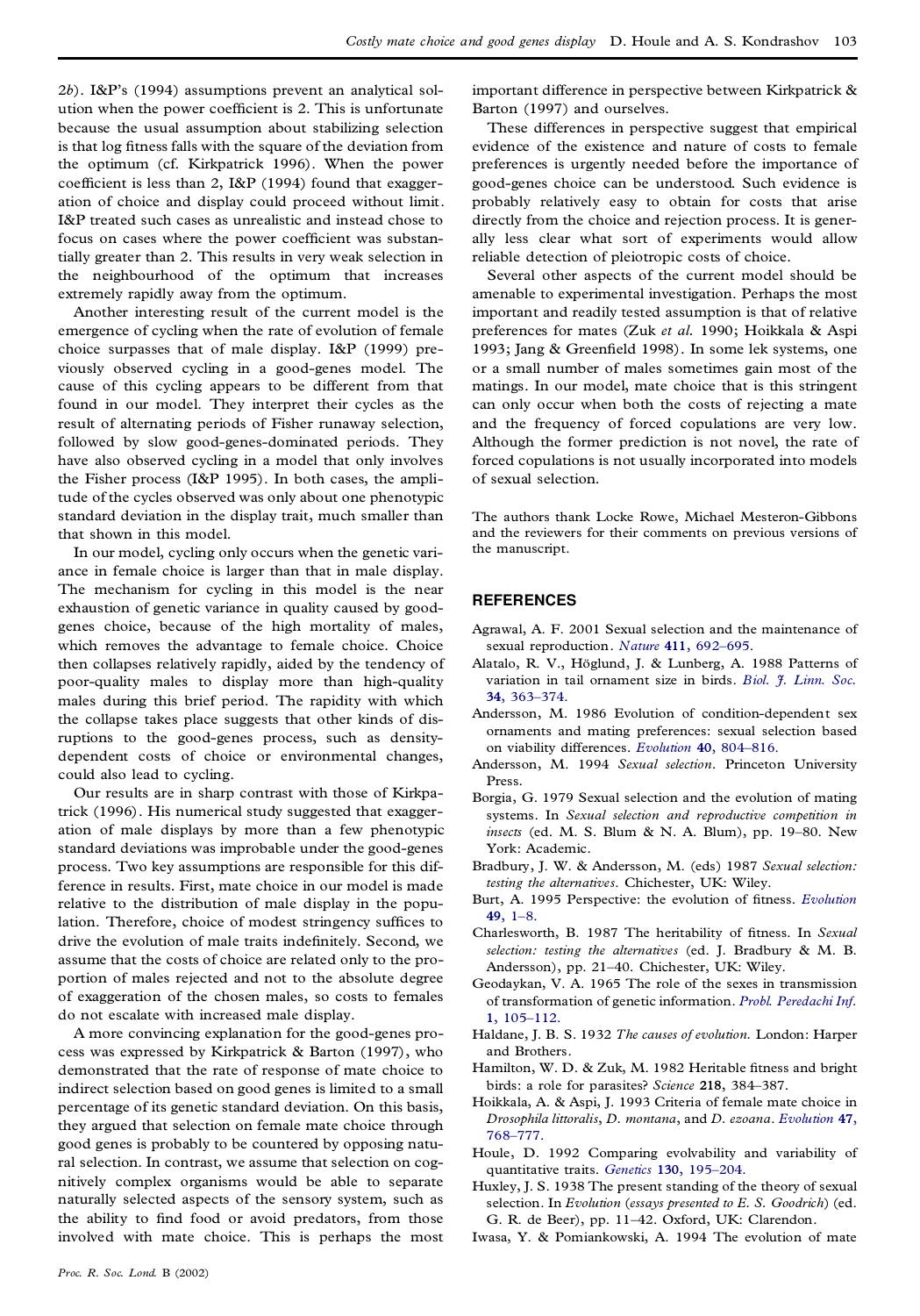2*b*). I&P's (1994) assumptions prevent an analytical solution when the power coefficient is 2. This is unfortunate because the usual assumption about stabilizing selection is that log fitness falls with the square of the deviation from the optimum (cf. Kirkpatrick 1996). When the power coefficient is less than 2, I&P (1994) found that exaggeration of choice and display could proceed without limit. I&P treated such cases as unrealistic and instead chose to focus on cases where the power coefficient was substantially greater than 2. This results in very weak selection in the neighbourhood of the optimum that increases extremely rapidly away from the optimum.

Another interesting result of the current model is the emergence of cycling when the rate of evolution of female choice surpasses that of male display. I&P (1999) previously observed cycling in a good-genes model. The cause of this cycling appears to be different from that found in our model. They interpret their cycles as the result of alternating periods of Fisher runaway selection, followed by slow good-genes-dominated periods. They have also observed cycling in a model that only involves the Fisher process (I&P 1995). In both cases, the amplitude of the cycles observed was only about one phenotypic standard deviation in the display trait, much smaller than that shown in this model.

In our model, cycling only occurs when the genetic variance in female choice is larger than that in male display. The mechanism for cycling in this model is the near exhaustion of genetic variance in quality caused by good-genes choice, because of the high mortality of males, which removes the advantage to female choice. Choice then collapses relatively rapidly, aided by the tendency of poor-quality males to display more than high-quality males during this brief period. The rapidity with which the collapse takes place suggests that other kinds of disruptions to the good-genes process, such as density-dependent costs of choice or environmental changes, could also lead to cycling.

Our results are in sharp contrast with those of Kirkpatrick (1996). His numerical study suggested that exaggeration of male displays by more than a few phenotypic standard deviations was improbable under the good-genes process. Two key assumptions are responsible for this difference in results. First, mate choice in our model is made relative to the distribution of male display in the population. Therefore, choice of modest stringency suffices to drive the evolution of male traits indefinitely. Second, we assume that the costs of choice are related only to the proportion of males rejected and not to the absolute degree of exaggeration of the chosen males, so costs to females do not escalate with increased male display.

A more convincing explanation for the good-genes process was expressed by Kirkpatrick & Barton (1997), who demonstrated that the rate of response of mate choice to indirect selection based on good genes is limited to a small percentage of its genetic standard deviation. On this basis, they argued that selection on female mate choice through good genes is probably to be countered by opposing natural selection. In contrast, we assume that selection on cognitively complex organisms would be able to separate naturally selected aspects of the sensory system, such as the ability to find food or avoid predators, from those involved with mate choice. This is perhaps the most important difference in perspective between Kirkpatrick & Barton (1997) and ourselves.

These differences in perspective suggest that empirical evidence of the existence and nature of costs to female preferences is urgently needed before the importance of good-genes choice can be understood. Such evidence is probably relatively easy to obtain for costs that arise directly from the choice and rejection process. It is generally less clear what sort of experiments would allow reliable detection of pleiotropic costs of choice.

Several other aspects of the current model should be amenable to experimental investigation. Perhaps the most important and readily tested assumption is that of relative preferences for mates (Zuk *et al.* 1990; Hoikkala & Aspi 1993; Jang & Greenfield 1998). In some lek systems, one or a small number of males sometimes gain most of the matings. In our model, mate choice that is this stringent can only occur when both the costs of rejecting a mate and the frequency of forced copulations are very low. Although the former prediction is not novel, the rate of forced copulations is not usually incorporated into models of sexual selection.

The authors thank Locke Rowe, Michael Mesteron-Gibbons and the reviewers for their comments on previous versions of the manuscript.

## REFERENCES

Agrawal, A. F. 2001 Sexual selection and the maintenance of sexual reproduction. *Nature* **411,** 692–695.

Alatalo, R. V., Höglund, J. & Lunberg, A. 1988 Patterns of variation in tail ornament size in birds. *Biol. J. Linn. Soc.* **34,** 363–374.

Andersson, M. 1986 Evolution of condition-dependent sex ornaments and mating preferences: sexual selection based on viability differences. *Evolution* **40,** 804–816.

Andersson, M. 1994 *Sexual selection*. Princeton University Press.

Borgia, G. 1979 Sexual selection and the evolution of mating systems. In *Sexual selection and reproductive competition in insects* (ed. M. S. Blum & N. A. Blum), pp. 19–80. New York: Academic.

Bradbury, J. W. & Andersson, M. (eds) 1987 *Sexual selection: testing the alternatives*. Chichester, UK: Wiley.

Burt, A. 1995 Perspective: the evolution of fitness. *Evolution* **49,** 1–8.

Charlesworth, B. 1987 The heritability of fitness. In *Sexual selection: testing the alternatives* (ed. J. Bradbury & M. B. Andersson), pp. 21–40. Chichester, UK: Wiley.

Geodaykan, V. A. 1965 The role of the sexes in transmission of transformation of genetic information. *Probl. Peredachi Inf.* **1,** 105–112.

Haldane, J. B. S. 1932 *The causes of evolution*. London: Harper and Brothers.

Hamilton, W. D. & Zuk, M. 1982 Heritable fitness and bright birds: a role for parasites? *Science* **218,** 384–387.

Hoikkala, A. & Aspi, J. 1993 Criteria of female mate choice in *Drosophila littoralis*, *D. montana*, and *D. ezoana*. *Evolution* **47,** 768–777.

Houle, D. 1992 Comparing evolvability and variability of quantitative traits. *Genetics* **130,** 195–204.

Huxley, J. S. 1938 The present standing of the theory of sexual selection. In *Evolution (essays presented to E. S. Goodrich)* (ed. G. R. de Beer), pp. 11–42. Oxford, UK: Clarendon.

Iwasa, Y. & Pomiankowski, A. 1994 The evolution of mate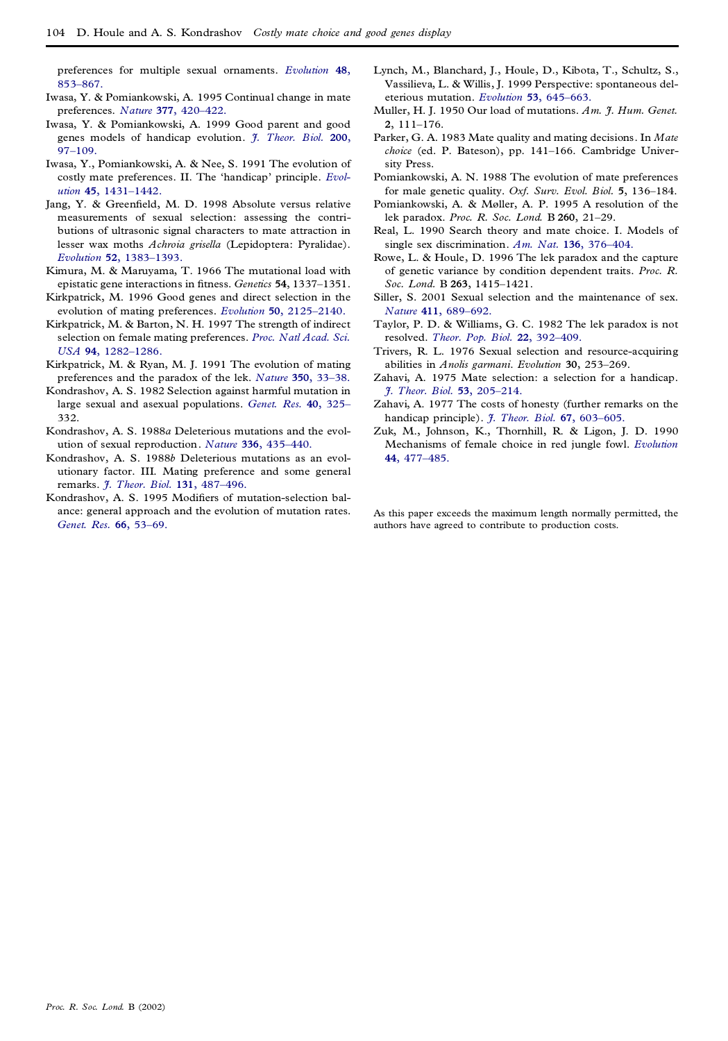preferences for multiple sexual ornaments. *Evolution* **48**, 853–867.

Iwasa, Y. & Pomiankowski, A. 1995 Continual change in mate preferences. *Nature* **377**, 420–422.

Iwasa, Y. & Pomiankowski, A. 1999 Good parent and good genes models of handicap evolution. *J. Theor. Biol.* **200**, 97–109.

Iwasa, Y., Pomiankowski, A. & Nee, S. 1991 The evolution of costly mate preferences. II. The 'handicap' principle. *Evolution* **45**, 1431–1442.

Jang, Y. & Greenfield, M. D. 1998 Absolute versus relative measurements of sexual selection: assessing the contributions of ultrasonic signal characters to mate attraction in lesser wax moths *Achroia grisella* (Lepidoptera: Pyralidae). *Evolution* **52**, 1383–1393.

Kimura, M. & Maruyama, T. 1966 The mutational load with epistatic gene interactions in fitness. *Genetics* **54**, 1337–1351.

Kirkpatrick, M. 1996 Good genes and direct selection in the evolution of mating preferences. *Evolution* **50**, 2125–2140.

Kirkpatrick, M. & Barton, N. H. 1997 The strength of indirect selection on female mating preferences. *Proc. Natl Acad. Sci. USA* **94**, 1282–1286.

Kirkpatrick, M. & Ryan, M. J. 1991 The evolution of mating preferences and the paradox of the lek. *Nature* **350**, 33–38.

Kondrashov, A. S. 1982 Selection against harmful mutation in large sexual and asexual populations. *Genet. Res.* **40**, 325–332.

Kondrashov, A. S. 1988*a* Deleterious mutations and the evolution of sexual reproduction. *Nature* **336**, 435–440.

Kondrashov, A. S. 1988*b* Deleterious mutations as an evolutionary factor. III. Mating preference and some general remarks. *J. Theor. Biol.* **131**, 487–496.

Kondrashov, A. S. 1995 Modifiers of mutation-selection balance: general approach and the evolution of mutation rates. *Genet. Res.* **66**, 53–69.

Lynch, M., Blanchard, J., Houle, D., Kibota, T., Schultz, S., Vassilieva, L. & Willis, J. 1999 Perspective: spontaneous deleterious mutation. *Evolution* **53**, 645–663.

Muller, H. J. 1950 Our load of mutations. *Am. J. Hum. Genet.* **2**, 111–176.

Parker, G. A. 1983 Mate quality and mating decisions. In *Mate choice* (ed. P. Bateson), pp. 141–166. Cambridge University Press.

Pomiankowski, A. N. 1988 The evolution of mate preferences for male genetic quality. *Oxf. Surv. Evol. Biol.* **5**, 136–184.

Pomiankowski, A. & Møller, A. P. 1995 A resolution of the lek paradox. *Proc. R. Soc. Lond.* B **260**, 21–29.

Real, L. 1990 Search theory and mate choice. I. Models of single sex discrimination. *Am. Nat.* **136**, 376–404.

Rowe, L. & Houle, D. 1996 The lek paradox and the capture of genetic variance by condition dependent traits. *Proc. R. Soc. Lond.* B **263**, 1415–1421.

Siller, S. 2001 Sexual selection and the maintenance of sex. *Nature* **411**, 689–692.

Taylor, P. D. & Williams, G. C. 1982 The lek paradox is not resolved. *Theor. Pop. Biol.* **22**, 392–409.

Trivers, R. L. 1976 Sexual selection and resource-acquiring abilities in *Anolis garmani*. *Evolution* **30**, 253–269.

Zahavi, A. 1975 Mate selection: a selection for a handicap. *J. Theor. Biol.* **53**, 205–214.

Zahavi, A. 1977 The costs of honesty (further remarks on the handicap principle). *J. Theor. Biol.* **67**, 603–605.

Zuk, M., Johnson, K., Thornhill, R. & Ligon, J. D. 1990 Mechanisms of female choice in red jungle fowl. *Evolution* **44**, 477–485.

As this paper exceeds the maximum length normally permitted, the authors have agreed to contribute to production costs.